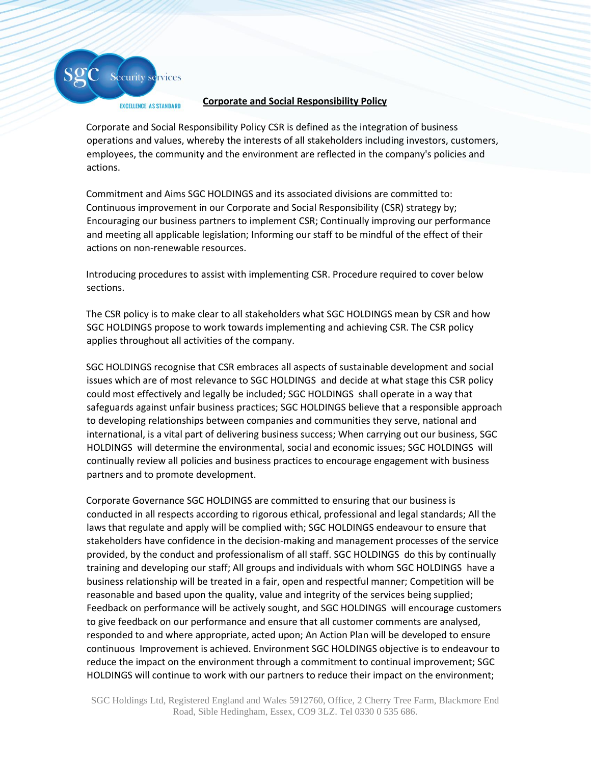SGC Security services

EXCELLENCE AS STANDARD

# Corporate and Social Responsibility Policy

Corporate and Social Responsibility Policy CSR is defined as the integration of business operations and values, whereby the interests of all stakeholders including investors, customers, employees, the community and the environment are reflected in the company's policies and actions.

Commitment and Aims SGC HOLDINGS and its associated divisions are committed to: Continuous improvement in our Corporate and Social Responsibility (CSR) strategy by; Encouraging our business partners to implement CSR; Continually improving our performance and meeting all applicable legislation; Informing our staff to be mindful of the effect of their actions on non-renewable resources.

Introducing procedures to assist with implementing CSR. Procedure required to cover below sections.

The CSR policy is to make clear to all stakeholders what SGC HOLDINGS mean by CSR and how SGC HOLDINGS propose to work towards implementing and achieving CSR. The CSR policy applies throughout all activities of the company.

SGC HOLDINGS recognise that CSR embraces all aspects of sustainable development and social issues which are of most relevance to SGC HOLDINGS and decide at what stage this CSR policy could most effectively and legally be included; SGC HOLDINGS shall operate in a way that safeguards against unfair business practices; SGC HOLDINGS believe that a responsible approach to developing relationships between companies and communities they serve, national and international, is a vital part of delivering business success; When carrying out our business, SGC HOLDINGS will determine the environmental, social and economic issues; SGC HOLDINGS will continually review all policies and business practices to encourage engagement with business partners and to promote development.

Corporate Governance SGC HOLDINGS are committed to ensuring that our business is conducted in all respects according to rigorous ethical, professional and legal standards; All the laws that regulate and apply will be complied with; SGC HOLDINGS endeavour to ensure that stakeholders have confidence in the decision-making and management processes of the service provided, by the conduct and professionalism of all staff. SGC HOLDINGS do this by continually training and developing our staff; All groups and individuals with whom SGC HOLDINGS have a business relationship will be treated in a fair, open and respectful manner; Competition will be reasonable and based upon the quality, value and integrity of the services being supplied; Feedback on performance will be actively sought, and SGC HOLDINGS will encourage customers to give feedback on our performance and ensure that all customer comments are analysed, responded to and where appropriate, acted upon; An Action Plan will be developed to ensure continuous Improvement is achieved. Environment SGC HOLDINGS objective is to endeavour to reduce the impact on the environment through a commitment to continual improvement; SGC HOLDINGS will continue to work with our partners to reduce their impact on the environment;

SGC Holdings Ltd, Registered England and Wales 5912760, Office, 2 Cherry Tree Farm, Blackmore End Road, Sible Hedingham, Essex, CO9 3LZ. Tel 0330 0 535 686.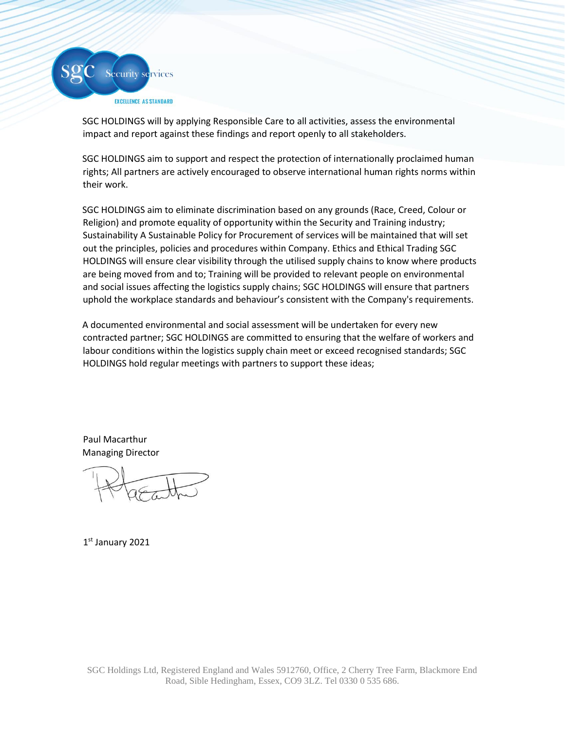SGC HOLDINGS will by applying Responsible Care to all activities, assess the environmental impact and report against these findings and report openly to all stakeholders.

SGC HOLDINGS aim to support and respect the protection of internationally proclaimed human rights; All partners are actively encouraged to observe international human rights norms within their work.

SGC HOLDINGS aim to eliminate discrimination based on any grounds (Race, Creed, Colour or Religion) and promote equality of opportunity within the Security and Training industry; Sustainability A Sustainable Policy for Procurement of services will be maintained that will set out the principles, policies and procedures within Company. Ethics and Ethical Trading SGC HOLDINGS will ensure clear visibility through the utilised supply chains to know where products are being moved from and to; Training will be provided to relevant people on environmental and social issues affecting the logistics supply chains; SGC HOLDINGS will ensure that partners uphold the workplace standards and behaviour's consistent with the Company's requirements.

A documented environmental and social assessment will be undertaken for every new contracted partner; SGC HOLDINGS are committed to ensuring that the welfare of workers and labour conditions within the logistics supply chain meet or exceed recognised standards; SGC HOLDINGS hold regular meetings with partners to support these ideas;

Paul Macarthur
Managing Director

1st January 2021

SGC Holdings Ltd, Registered England and Wales 5912760, Office, 2 Cherry Tree Farm, Blackmore End Road, Sible Hedingham, Essex, CO9 3LZ. Tel 0330 0 535 686.